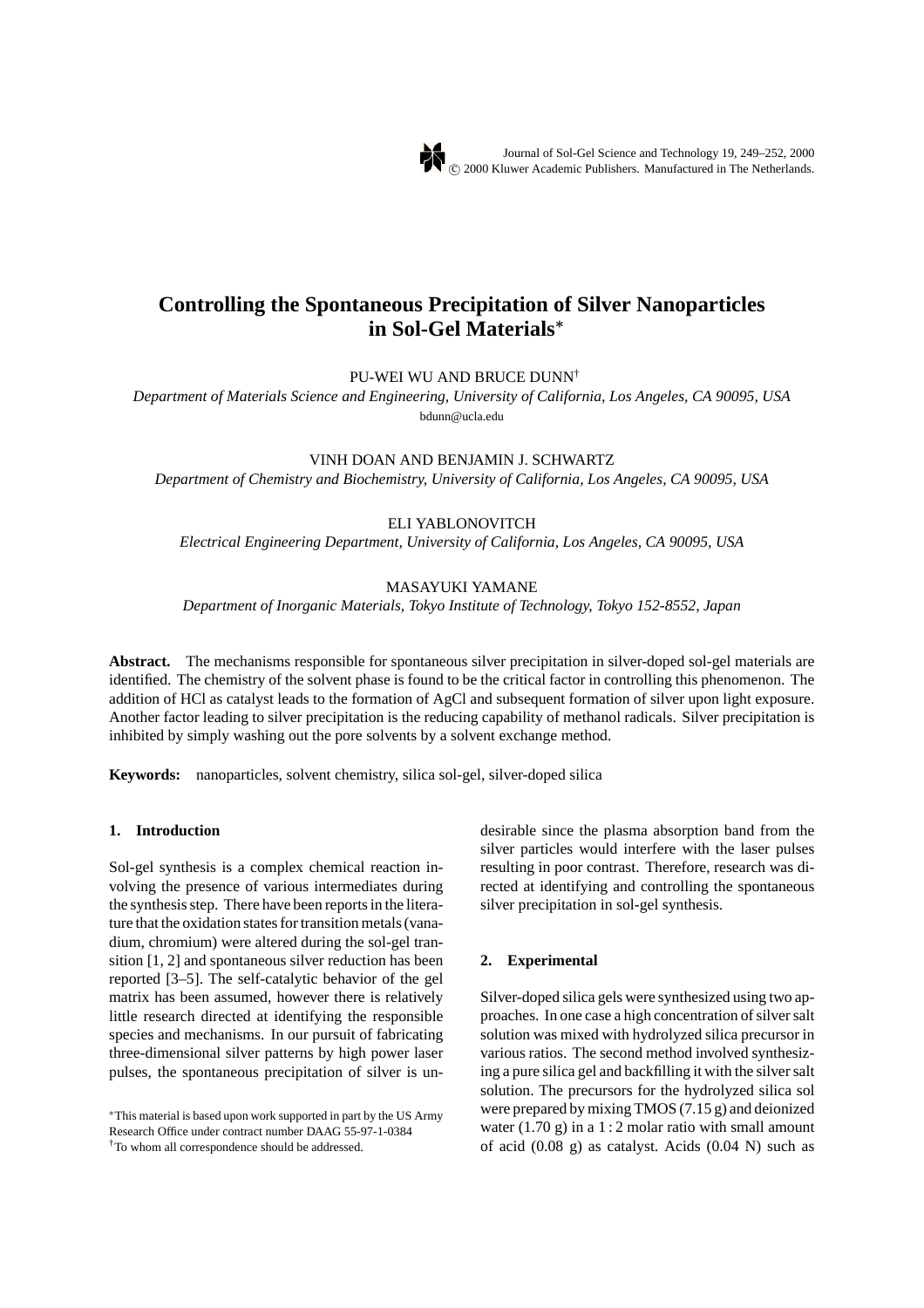# Controlling the Spontaneous Precipitation of Silver Nanoparticles in Sol-Gel Materials*

PU-WEI WU AND BRUCE DUNN†

*Department of Materials Science and Engineering, University of California, Los Angeles, CA 90095, USA*

bdunn@ucla.edu

VINH DOAN AND BENJAMIN J. SCHWARTZ

*Department of Chemistry and Biochemistry, University of California, Los Angeles, CA 90095, USA*

ELI YABLONOVITCH

*Electrical Engineering Department, University of California, Los Angeles, CA 90095, USA*

MASAYUKI YAMANE

*Department of Inorganic Materials, Tokyo Institute of Technology, Tokyo 152-8552, Japan*

**Abstract.** The mechanisms responsible for spontaneous silver precipitation in silver-doped sol-gel materials are identified. The chemistry of the solvent phase is found to be the critical factor in controlling this phenomenon. The addition of HCl as catalyst leads to the formation of AgCl and subsequent formation of silver upon light exposure. Another factor leading to silver precipitation is the reducing capability of methanol radicals. Silver precipitation is inhibited by simply washing out the pore solvents by a solvent exchange method.

**Keywords:** nanoparticles, solvent chemistry, silica sol-gel, silver-doped silica

## 1. Introduction

Sol-gel synthesis is a complex chemical reaction involving the presence of various intermediates during the synthesis step. There have been reports in the literature that the oxidation states for transition metals (vanadium, chromium) were altered during the sol-gel transition [1, 2] and spontaneous silver reduction has been reported [3–5]. The self-catalytic behavior of the gel matrix has been assumed, however there is relatively little research directed at identifying the responsible species and mechanisms. In our pursuit of fabricating three-dimensional silver patterns by high power laser pulses, the spontaneous precipitation of silver is undesirable since the plasma absorption band from the silver particles would interfere with the laser pulses resulting in poor contrast. Therefore, research was directed at identifying and controlling the spontaneous silver precipitation in sol-gel synthesis.

## 2. Experimental

Silver-doped silica gels were synthesized using two approaches. In one case a high concentration of silver salt solution was mixed with hydrolyzed silica precursor in various ratios. The second method involved synthesizing a pure silica gel and backfilling it with the silver salt solution. The precursors for the hydrolyzed silica sol were prepared by mixing TMOS (7.15 g) and deionized water (1.70 g) in a 1 : 2 molar ratio with small amount of acid (0.08 g) as catalyst. Acids (0.04 N) such as

*This material is based upon work supported in part by the US Army Research Office under contract number DAAG 55-97-1-0384

†To whom all correspondence should be addressed.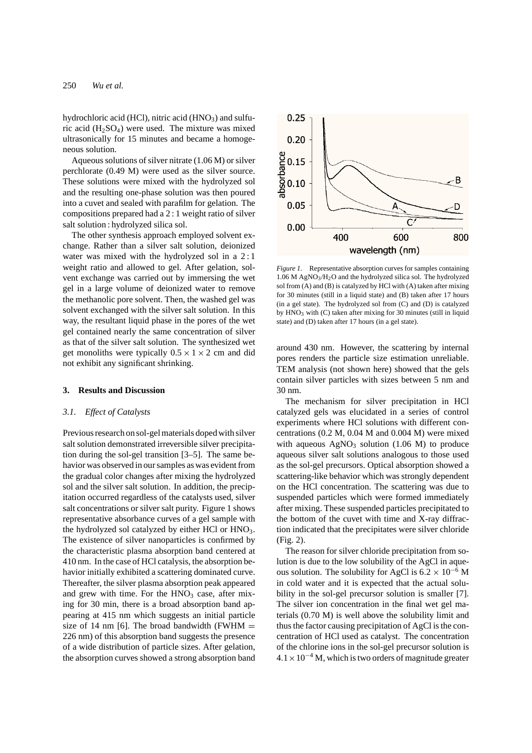hydrochloric acid (HCl), nitric acid ($HNO_3$) and sulfuric acid ($H_2SO_4$) were used. The mixture was mixed ultrasonically for 15 minutes and became a homogeneous solution.

Aqueous solutions of silver nitrate (1.06 M) or silver perchlorate (0.49 M) were used as the silver source. These solutions were mixed with the hydrolyzed sol and the resulting one-phase solution was then poured into a cuvet and sealed with parafilm for gelation. The compositions prepared had a 2 : 1 weight ratio of silver salt solution : hydrolyzed silica sol.

The other synthesis approach employed solvent exchange. Rather than a silver salt solution, deionized water was mixed with the hydrolyzed sol in a 2 : 1 weight ratio and allowed to gel. After gelation, solvent exchange was carried out by immersing the wet gel in a large volume of deionized water to remove the methanolic pore solvent. Then, the washed gel was solvent exchanged with the silver salt solution. In this way, the resultant liquid phase in the pores of the wet gel contained nearly the same concentration of silver as that of the silver salt solution. The synthesized wet get monoliths were typically $0.5 \times 1 \times 2$ cm and did not exhibit any significant shrinking.

## 3. Results and Discussion

### 3.1. Effect of Catalysts

Previous research on sol-gel materials doped with silver salt solution demonstrated irreversible silver precipitation during the sol-gel transition [3–5]. The same behavior was observed in our samples as was evident from the gradual color changes after mixing the hydrolyzed sol and the silver salt solution. In addition, the precipitation occurred regardless of the catalysts used, silver salt concentrations or silver salt purity. Figure 1 shows representative absorbance curves of a gel sample with the hydrolyzed sol catalyzed by either HCl or $HNO_3$. The existence of silver nanoparticles is confirmed by the characteristic plasma absorption band centered at 410 nm. In the case of HCl catalysis, the absorption behavior initially exhibited a scattering dominated curve. Thereafter, the silver plasma absorption peak appeared and grew with time. For the $HNO_3$ case, after mixing for 30 min, there is a broad absorption band appearing at 415 nm which suggests an initial particle size of 14 nm [6]. The broad bandwidth (FWHM = 226 nm) of this absorption band suggests the presence of a wide distribution of particle sizes. After gelation, the absorption curves showed a strong absorption band around 430 nm. However, the scattering by internal pores renders the particle size estimation unreliable. TEM analysis (not shown here) showed that the gels contain silver particles with sizes between 5 nm and 30 nm.

*Figure 1.* Representative absorption curves for samples containing 1.06 M $AgNO_3/H_2O$ and the hydrolyzed silica sol. The hydrolyzed sol from (A) and (B) is catalyzed by HCl with (A) taken after mixing for 30 minutes (still in a liquid state) and (B) taken after 17 hours (in a gel state). The hydrolyzed sol from (C) and (D) is catalyzed by $HNO_3$ with (C) taken after mixing for 30 minutes (still in liquid state) and (D) taken after 17 hours (in a gel state).

The mechanism for silver precipitation in HCl catalyzed gels was elucidated in a series of control experiments where HCl solutions with different concentrations (0.2 M, 0.04 M and 0.004 M) were mixed with aqueous $AgNO_3$ solution (1.06 M) to produce aqueous silver salt solutions analogous to those used as the sol-gel precursors. Optical absorption showed a scattering-like behavior which was strongly dependent on the HCl concentration. The scattering was due to suspended particles which were formed immediately after mixing. These suspended particles precipitated to the bottom of the cuvet with time and X-ray diffraction indicated that the precipitates were silver chloride (Fig. 2).

The reason for silver chloride precipitation from solution is due to the low solubility of the AgCl in aqueous solution. The solubility for AgCl is $6.2 \times 10^{-6}$ M in cold water and it is expected that the actual solubility in the sol-gel precursor solution is smaller [7]. The silver ion concentration in the final wet gel materials (0.70 M) is well above the solubility limit and thus the factor causing precipitation of AgCl is the concentration of HCl used as catalyst. The concentration of the chlorine ions in the sol-gel precursor solution is $4.1 \times 10^{-4}$ M, which is two orders of magnitude greater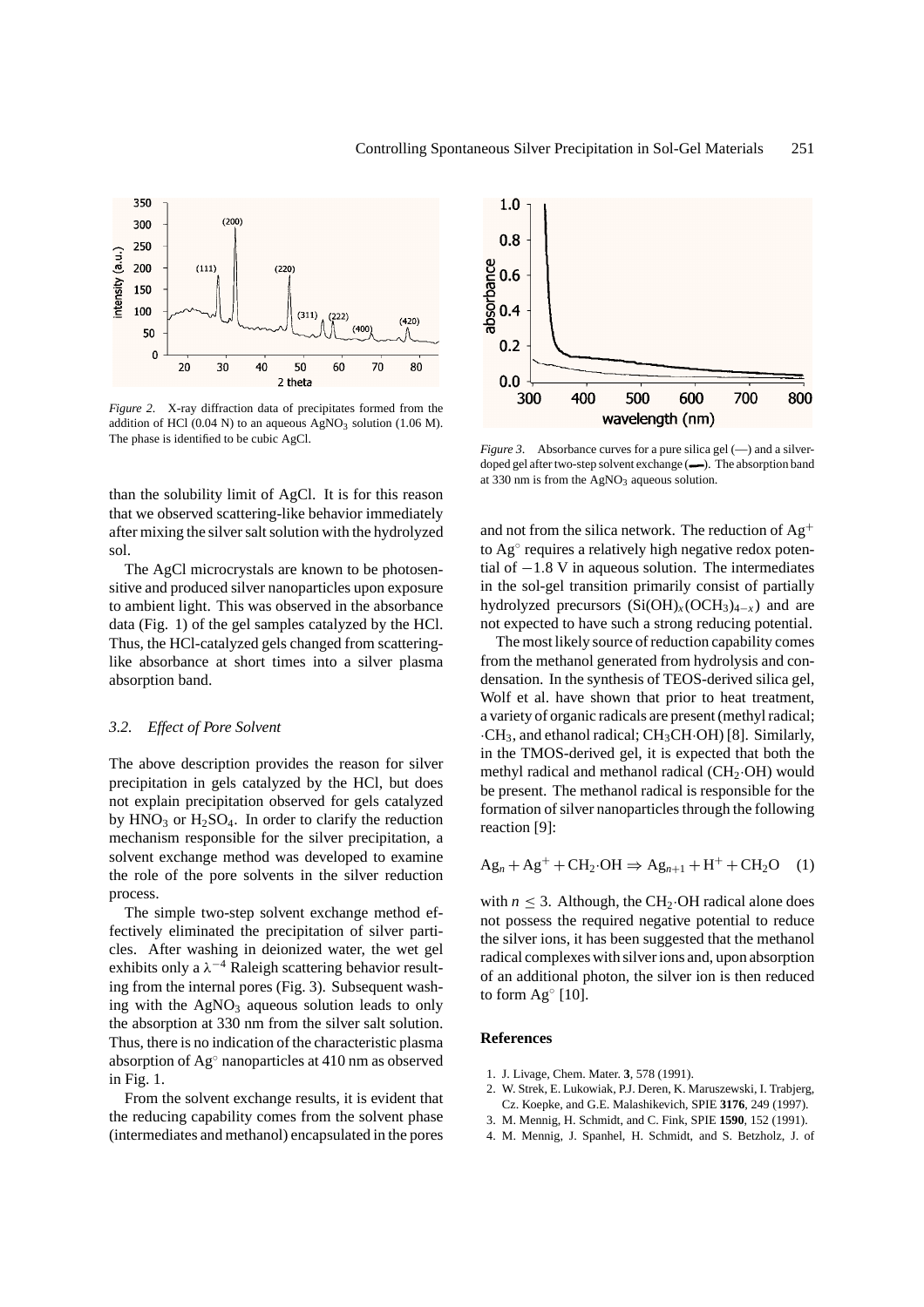*Figure 2.* X-ray diffraction data of precipitates formed from the addition of HCl (0.04 N) to an aqueous $AgNO_3$ solution (1.06 M). The phase is identified to be cubic AgCl.

*Figure 3.* Absorbance curves for a pure silica gel (—) and a silver-doped gel after two-step solvent exchange (▬). The absorption band at 330 nm is from the $AgNO_3$ aqueous solution.

than the solubility limit of AgCl. It is for this reason that we observed scattering-like behavior immediately after mixing the silver salt solution with the hydrolyzed sol.

The AgCl microcrystals are known to be photosensitive and produced silver nanoparticles upon exposure to ambient light. This was observed in the absorbance data (Fig. 1) of the gel samples catalyzed by the HCl. Thus, the HCl-catalyzed gels changed from scattering-like absorbance at short times into a silver plasma absorption band.

### 3.2. *Effect of Pore Solvent*

The above description provides the reason for silver precipitation in gels catalyzed by the HCl, but does not explain precipitation observed for gels catalyzed by $HNO_3$ or $H_2SO_4$. In order to clarify the reduction mechanism responsible for the silver precipitation, a solvent exchange method was developed to examine the role of the pore solvents in the silver reduction process.

The simple two-step solvent exchange method effectively eliminated the precipitation of silver particles. After washing in deionized water, the wet gel exhibits only a $\lambda^{-4}$ Raleigh scattering behavior resulting from the internal pores (Fig. 3). Subsequent washing with the $AgNO_3$ aqueous solution leads to only the absorption at 330 nm from the silver salt solution. Thus, there is no indication of the characteristic plasma absorption of $Ag^{\circ}$ nanoparticles at 410 nm as observed in Fig. 1.

From the solvent exchange results, it is evident that the reducing capability comes from the solvent phase (intermediates and methanol) encapsulated in the pores and not from the silica network. The reduction of $Ag^+$ to $Ag^{\circ}$ requires a relatively high negative redox potential of $-1.8$ V in aqueous solution. The intermediates in the sol-gel transition primarily consist of partially hydrolyzed precursors $(Si(OH)_x(OCH_3)_{4-x})$ and are not expected to have such a strong reducing potential.

The most likely source of reduction capability comes from the methanol generated from hydrolysis and condensation. In the synthesis of TEOS-derived silica gel, Wolf et al. have shown that prior to heat treatment, a variety of organic radicals are present (methyl radical; $\cdot CH_3$, and ethanol radical; $CH_3CH{\cdot}OH$) [8]. Similarly, in the TMOS-derived gel, it is expected that both the methyl radical and methanol radical ($CH_2{\cdot}OH$) would be present. The methanol radical is responsible for the formation of silver nanoparticles through the following reaction [9]:

$$Ag_n + Ag^+ + CH_2{\cdot}OH \Rightarrow Ag_{n+1} + H^+ + CH_2O \quad (1)$$

with $n \leq 3$. Although, the $CH_2{\cdot}OH$ radical alone does not possess the required negative potential to reduce the silver ions, it has been suggested that the methanol radical complexes with silver ions and, upon absorption of an additional photon, the silver ion is then reduced to form $Ag^{\circ}$ [10].

## References

1. J. Livage, Chem. Mater. **3**, 578 (1991).
2. W. Strek, E. Lukowiak, P.J. Deren, K. Maruszewski, I. Trabjerg, Cz. Koepke, and G.E. Malashikevich, SPIE **3176**, 249 (1997).
3. M. Mennig, H. Schmidt, and C. Fink, SPIE **1590**, 152 (1991).
4. M. Mennig, J. Spanhel, H. Schmidt, and S. Betzholz, J. of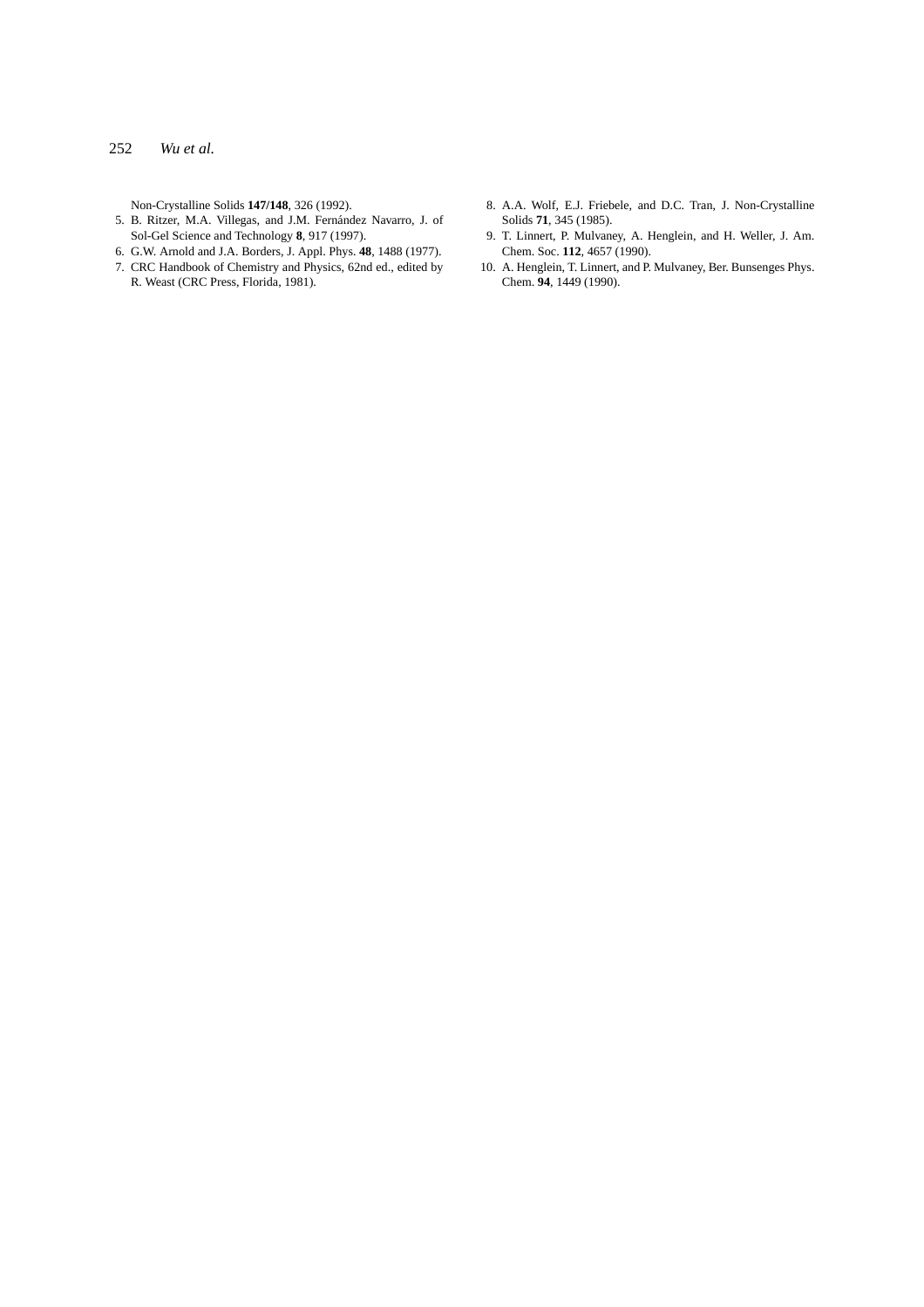Non-Crystalline Solids **147/148**, 326 (1992).

5. B. Ritzer, M.A. Villegas, and J.M. Fernández Navarro, J. of Sol-Gel Science and Technology **8**, 917 (1997).
6. G.W. Arnold and J.A. Borders, J. Appl. Phys. **48**, 1488 (1977).
7. CRC Handbook of Chemistry and Physics, 62nd ed., edited by R. Weast (CRC Press, Florida, 1981).
8. A.A. Wolf, E.J. Friebele, and D.C. Tran, J. Non-Crystalline Solids **71**, 345 (1985).
9. T. Linnert, P. Mulvaney, A. Henglein, and H. Weller, J. Am. Chem. Soc. **112**, 4657 (1990).
10. A. Henglein, T. Linnert, and P. Mulvaney, Ber. Bunsenges Phys. Chem. **94**, 1449 (1990).